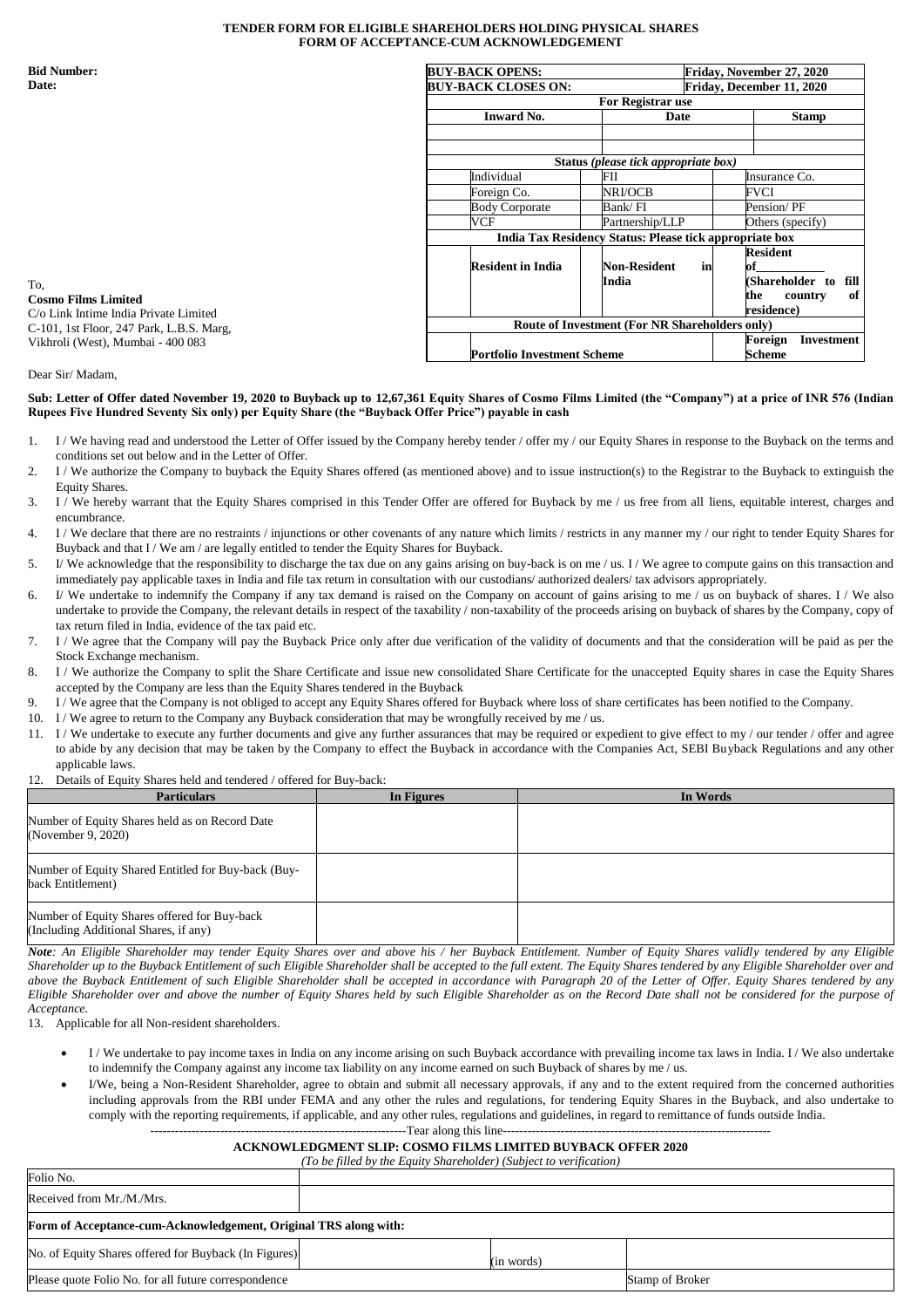**TENDER FORM FOR ELIGIBLE SHAREHOLDERS HOLDING PHYSICAL SHARES**
**FORM OF ACCEPTANCE-CUM ACKNOWLEDGEMENT**

**Bid Number:**
**Date:**

| **BUY-BACK OPENS:** | | | | **Friday, November 27, 2020** | |
|---|---|---|---|---|---|
| **BUY-BACK CLOSES ON:** | | | | **Friday, December 11, 2020** | |
| **For Registrar use** | | | | | |
| **Inward No.** | | **Date** | | **Stamp** | |
| | | | | | |
| **Status** *(please tick appropriate box)* | | | | | |
| | Individual | | FII | | Insurance Co. |
| | Foreign Co. | | NRI/OCB | | FVCI |
| | Body Corporate | | Bank/ FI | | Pension/ PF |
| | VCF | | Partnership/LLP | | Others (specify) |
| **India Tax Residency Status: Please tick appropriate box** | | | | | |
| | **Resident in India** | | **Non-Resident in India** | | **Resident of\_\_\_\_\_\_\_\_\_\_ (Shareholder to fill the country of residence)** |
| **Route of Investment (For NR Shareholders only)** | | | | | |
| | **Portfolio Investment Scheme** | | | | **Foreign Investment Scheme** |

To,
**Cosmo Films Limited**
C/o Link Intime India Private Limited
C-101, 1st Floor, 247 Park, L.B.S. Marg,
Vikhroli (West), Mumbai - 400 083

Dear Sir/ Madam,

**Sub: Letter of Offer dated November 19, 2020 to Buyback up to 12,67,361 Equity Shares of Cosmo Films Limited (the "Company") at a price of INR 576 (Indian Rupees Five Hundred Seventy Six only) per Equity Share (the "Buyback Offer Price") payable in cash**

1. I / We having read and understood the Letter of Offer issued by the Company hereby tender / offer my / our Equity Shares in response to the Buyback on the terms and conditions set out below and in the Letter of Offer.
2. I / We authorize the Company to buyback the Equity Shares offered (as mentioned above) and to issue instruction(s) to the Registrar to the Buyback to extinguish the Equity Shares.
3. I / We hereby warrant that the Equity Shares comprised in this Tender Offer are offered for Buyback by me / us free from all liens, equitable interest, charges and encumbrance.
4. I / We declare that there are no restraints / injunctions or other covenants of any nature which limits / restricts in any manner my / our right to tender Equity Shares for Buyback and that I / We am / are legally entitled to tender the Equity Shares for Buyback.
5. I/ We acknowledge that the responsibility to discharge the tax due on any gains arising on buy-back is on me / us. I / We agree to compute gains on this transaction and immediately pay applicable taxes in India and file tax return in consultation with our custodians/ authorized dealers/ tax advisors appropriately.
6. I/ We undertake to indemnify the Company if any tax demand is raised on the Company on account of gains arising to me / us on buyback of shares. I / We also undertake to provide the Company, the relevant details in respect of the taxability / non-taxability of the proceeds arising on buyback of shares by the Company, copy of tax return filed in India, evidence of the tax paid etc.
7. I / We agree that the Company will pay the Buyback Price only after due verification of the validity of documents and that the consideration will be paid as per the Stock Exchange mechanism.
8. I / We authorize the Company to split the Share Certificate and issue new consolidated Share Certificate for the unaccepted Equity shares in case the Equity Shares accepted by the Company are less than the Equity Shares tendered in the Buyback
9. I / We agree that the Company is not obliged to accept any Equity Shares offered for Buyback where loss of share certificates has been notified to the Company.
10. I / We agree to return to the Company any Buyback consideration that may be wrongfully received by me / us.
11. I / We undertake to execute any further documents and give any further assurances that may be required or expedient to give effect to my / our tender / offer and agree to abide by any decision that may be taken by the Company to effect the Buyback in accordance with the Companies Act, SEBI Buyback Regulations and any other applicable laws.
12. Details of Equity Shares held and tendered / offered for Buy-back:

| **Particulars** | **In Figures** | **In Words** |
|---|---|---|
| Number of Equity Shares held as on Record Date (November 9, 2020) | | |
| Number of Equity Shared Entitled for Buy-back (Buy-back Entitlement) | | |
| Number of Equity Shares offered for Buy-back (Including Additional Shares, if any) | | |

***Note**: An Eligible Shareholder may tender Equity Shares over and above his / her Buyback Entitlement. Number of Equity Shares validly tendered by any Eligible Shareholder up to the Buyback Entitlement of such Eligible Shareholder shall be accepted to the full extent. The Equity Shares tendered by any Eligible Shareholder over and above the Buyback Entitlement of such Eligible Shareholder shall be accepted in accordance with Paragraph 20 of the Letter of Offer. Equity Shares tendered by any Eligible Shareholder over and above the number of Equity Shares held by such Eligible Shareholder as on the Record Date shall not be considered for the purpose of Acceptance.*

13. Applicable for all Non-resident shareholders.

- I / We undertake to pay income taxes in India on any income arising on such Buyback accordance with prevailing income tax laws in India. I / We also undertake to indemnify the Company against any income tax liability on any income earned on such Buyback of shares by me / us.
- I/We, being a Non-Resident Shareholder, agree to obtain and submit all necessary approvals, if any and to the extent required from the concerned authorities including approvals from the RBI under FEMA and any other the rules and regulations, for tendering Equity Shares in the Buyback, and also undertake to comply with the reporting requirements, if applicable, and any other rules, regulations and guidelines, in regard to remittance of funds outside India.

---------------------------------------------------------------Tear along this line---------------------------------------------------------------

**ACKNOWLEDGMENT SLIP: COSMO FILMS LIMITED BUYBACK OFFER 2020**
*(To be filled by the Equity Shareholder) (Subject to verification)*

| Folio No. | | | |
|---|---|---|---|
| Received from Mr./M./Mrs. | | | |
| **Form of Acceptance-cum-Acknowledgement, Original TRS along with:** | | | |
| No. of Equity Shares offered for Buyback (In Figures) | | (in words) | |
| Please quote Folio No. for all future correspondence | | | Stamp of Broker |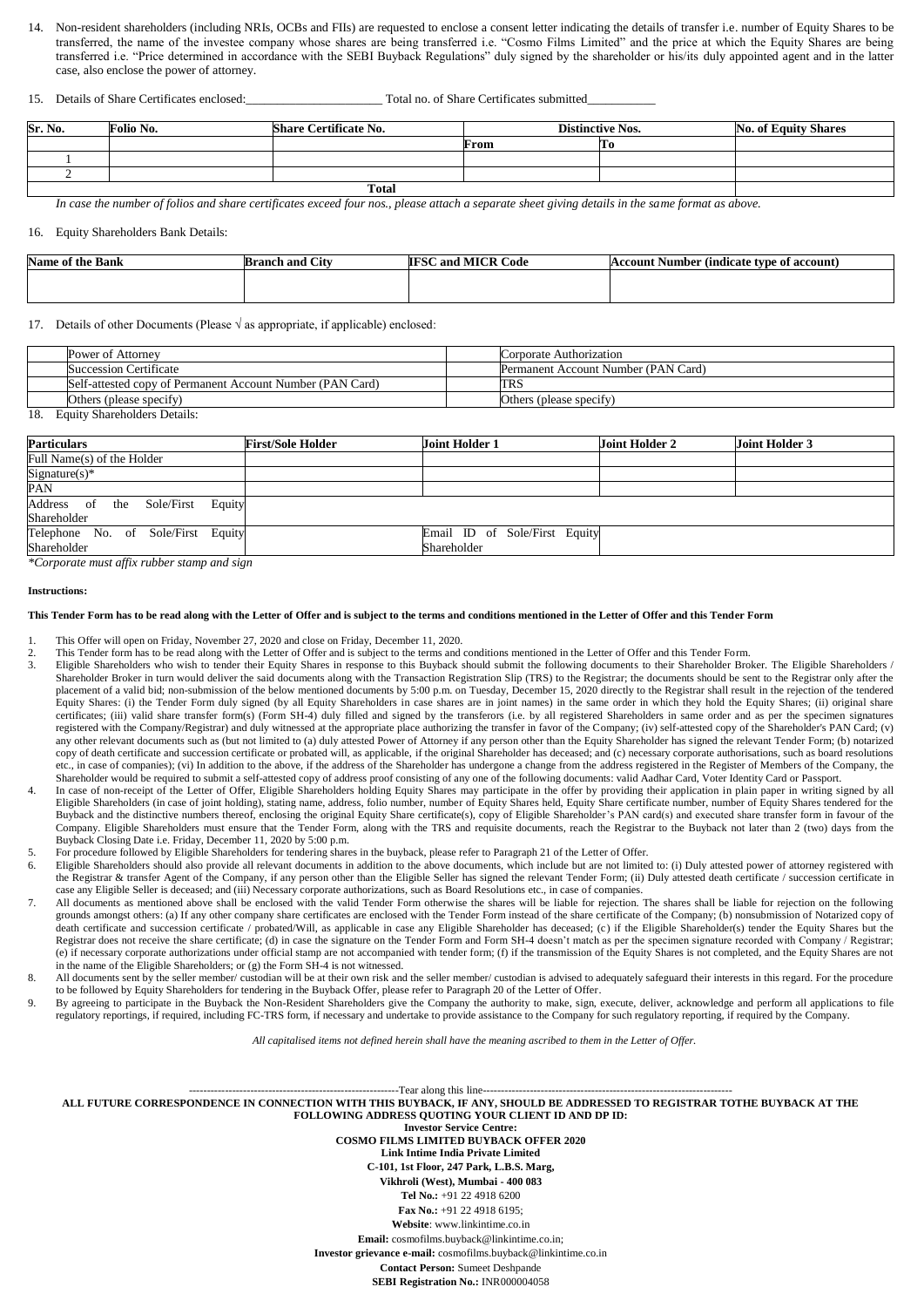14. Non-resident shareholders (including NRIs, OCBs and FIIs) are requested to enclose a consent letter indicating the details of transfer i.e. number of Equity Shares to be transferred, the name of the investee company whose shares are being transferred i.e. "Cosmo Films Limited" and the price at which the Equity Shares are being transferred i.e. "Price determined in accordance with the SEBI Buyback Regulations" duly signed by the shareholder or his/its duly appointed agent and in the latter case, also enclose the power of attorney.

15. Details of Share Certificates enclosed:______________________ Total no. of Share Certificates submitted___________

| Sr. No. | Folio No. | Share Certificate No. | Distinctive Nos. | | No. of Equity Shares |
|---|---|---|---|---|---|
| | | | From | To | |
| 1 | | | | | |
| 2 | | | | | |
| Total | | | | | |

*In case the number of folios and share certificates exceed four nos., please attach a separate sheet giving details in the same format as above.*

16. Equity Shareholders Bank Details:

| Name of the Bank | Branch and City | IFSC and MICR Code | Account Number (indicate type of account) |
|---|---|---|---|
| | | | |

17. Details of other Documents (Please √ as appropriate, if applicable) enclosed:

| | | | |
|---|---|---|---|
| | Power of Attorney | | Corporate Authorization |
| | Succession Certificate | | Permanent Account Number (PAN Card) |
| | Self-attested copy of Permanent Account Number (PAN Card) | | TRS |
| | Others (please specify) | | Others (please specify) |

18. Equity Shareholders Details:

| Particulars | First/Sole Holder | Joint Holder 1 | Joint Holder 2 | Joint Holder 3 |
|---|---|---|---|---|
| Full Name(s) of the Holder | | | | |
| Signature(s)* | | | | |
| PAN | | | | |
| Address of the Sole/First Equity Shareholder | | | | |
| Telephone No. of Sole/First Equity Shareholder | | Email ID of Sole/First Equity Shareholder | | |

*\*Corporate must affix rubber stamp and sign*

**Instructions:**

**This Tender Form has to be read along with the Letter of Offer and is subject to the terms and conditions mentioned in the Letter of Offer and this Tender Form**

1. This Offer will open on Friday, November 27, 2020 and close on Friday, December 11, 2020.
2. This Tender form has to be read along with the Letter of Offer and is subject to the terms and conditions mentioned in the Letter of Offer and this Tender Form.
3. Eligible Shareholders who wish to tender their Equity Shares in response to this Buyback should submit the following documents to their Shareholder Broker. The Eligible Shareholders / Shareholder Broker in turn would deliver the said documents along with the Transaction Registration Slip (TRS) to the Registrar; the documents should be sent to the Registrar only after the placement of a valid bid; non-submission of the below mentioned documents by 5:00 p.m. on Tuesday, December 15, 2020 directly to the Registrar shall result in the rejection of the tendered Equity Shares: (i) the Tender Form duly signed (by all Equity Shareholders in case shares are in joint names) in the same order in which they hold the Equity Shares; (ii) original share certificates; (iii) valid share transfer form(s) (Form SH-4) duly filled and signed by the transferors (i.e. by all registered Shareholders in same order and as per the specimen signatures registered with the Company/Registrar) and duly witnessed at the appropriate place authorizing the transfer in favor of the Company; (iv) self-attested copy of the Shareholder's PAN Card; (v) any other relevant documents such as (but not limited to (a) duly attested Power of Attorney if any person other than the Equity Shareholder has signed the relevant Tender Form; (b) notarized copy of death certificate and succession certificate or probated will, as applicable, if the original Shareholder has deceased; and (c) necessary corporate authorisations, such as board resolutions etc., in case of companies); (vi) In addition to the above, if the address of the Shareholder has undergone a change from the address registered in the Register of Members of the Company, the Shareholder would be required to submit a self-attested copy of address proof consisting of any one of the following documents: valid Aadhar Card, Voter Identity Card or Passport.
4. In case of non-receipt of the Letter of Offer, Eligible Shareholders holding Equity Shares may participate in the offer by providing their application in plain paper in writing signed by all Eligible Shareholders (in case of joint holding), stating name, address, folio number, number of Equity Shares held, Equity Share certificate number, number of Equity Shares tendered for the Buyback and the distinctive numbers thereof, enclosing the original Equity Share certificate(s), copy of Eligible Shareholder's PAN card(s) and executed share transfer form in favour of the Company. Eligible Shareholders must ensure that the Tender Form, along with the TRS and requisite documents, reach the Registrar to the Buyback not later than 2 (two) days from the Buyback Closing Date i.e. Friday, December 11, 2020 by 5:00 p.m.
5. For procedure followed by Eligible Shareholders for tendering shares in the buyback, please refer to Paragraph 21 of the Letter of Offer.
6. Eligible Shareholders should also provide all relevant documents in addition to the above documents, which include but are not limited to: (i) Duly attested power of attorney registered with the Registrar & transfer Agent of the Company, if any person other than the Eligible Seller has signed the relevant Tender Form; (ii) Duly attested death certificate / succession certificate in case any Eligible Seller is deceased; and (iii) Necessary corporate authorizations, such as Board Resolutions etc., in case of companies.
7. All documents as mentioned above shall be enclosed with the valid Tender Form otherwise the shares will be liable for rejection. The shares shall be liable for rejection on the following grounds amongst others: (a) If any other company share certificates are enclosed with the Tender Form instead of the share certificate of the Company; (b) nonsubmission of Notarized copy of death certificate and succession certificate / probated/Will, as applicable in case any Eligible Shareholder has deceased; (c) if the Eligible Shareholder(s) tender the Equity Shares but the Registrar does not receive the share certificate; (d) in case the signature on the Tender Form and Form SH-4 doesn't match as per the specimen signature recorded with Company / Registrar; (e) if necessary corporate authorizations under official stamp are not accompanied with tender form; (f) if the transmission of the Equity Shares is not completed, and the Equity Shares are not in the name of the Eligible Shareholders; or (g) the Form SH-4 is not witnessed.
8. All documents sent by the seller member/ custodian will be at their own risk and the seller member/ custodian is advised to adequately safeguard their interests in this regard. For the procedure to be followed by Equity Shareholders for tendering in the Buyback Offer, please refer to Paragraph 20 of the Letter of Offer.
9. By agreeing to participate in the Buyback the Non-Resident Shareholders give the Company the authority to make, sign, execute, deliver, acknowledge and perform all applications to file regulatory reportings, if required, including FC-TRS form, if necessary and undertake to provide assistance to the Company for such regulatory reporting, if required by the Company.

*All capitalised items not defined herein shall have the meaning ascribed to them in the Letter of Offer.*

---------------------------------------------------------Tear along this line---------------------------------------------------------------------

**ALL FUTURE CORRESPONDENCE IN CONNECTION WITH THIS BUYBACK, IF ANY, SHOULD BE ADDRESSED TO REGISTRAR TOTHE BUYBACK AT THE FOLLOWING ADDRESS QUOTING YOUR CLIENT ID AND DP ID:**

**Investor Service Centre:**

**COSMO FILMS LIMITED BUYBACK OFFER 2020**

**Link Intime India Private Limited**

**C-101, 1st Floor, 247 Park, L.B.S. Marg,**

**Vikhroli (West), Mumbai - 400 083**

**Tel No.:** +91 22 4918 6200

**Fax No.:** +91 22 4918 6195;

**Website**: www.linkintime.co.in

**Email:** cosmofilms.buyback@linkintime.co.in;

**Investor grievance e-mail:** cosmofilms.buyback@linkintime.co.in

**Contact Person:** Sumeet Deshpande

**SEBI Registration No.:** INR000004058